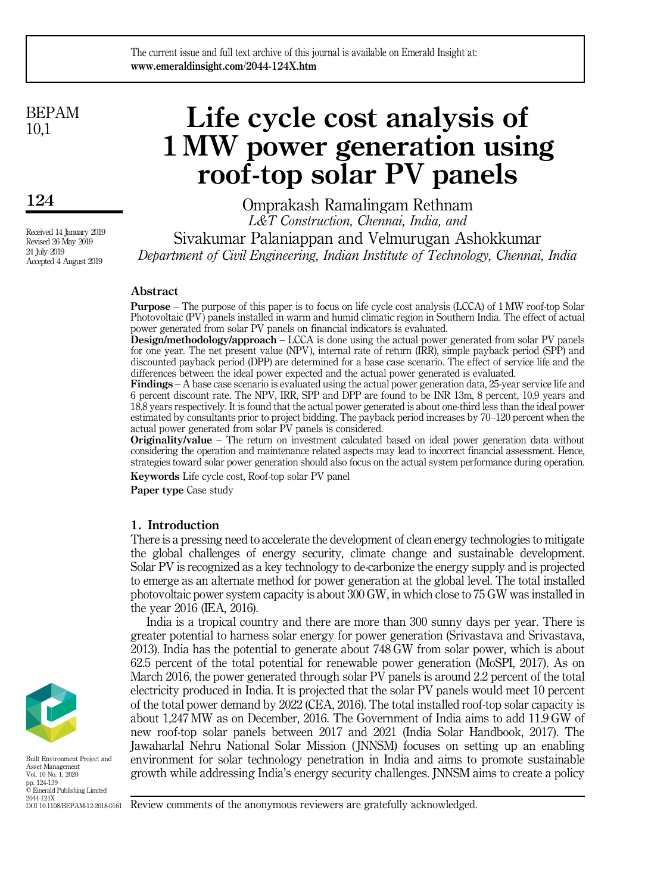# Life cycle cost analysis of 1 MW power generation using roof-top solar PV panels

Omprakash Ramalingam Rethnam
*L&T Construction, Chennai, India, and*
Sivakumar Palaniappan and Velmurugan Ashokkumar
*Department of Civil Engineering, Indian Institute of Technology, Chennai, India*

Received 14 January 2019
Revised 26 May 2019
24 July 2019
Accepted 4 August 2019

## Abstract

**Purpose** – The purpose of this paper is to focus on life cycle cost analysis (LCCA) of 1 MW roof-top Solar Photovoltaic (PV) panels installed in warm and humid climatic region in Southern India. The effect of actual power generated from solar PV panels on financial indicators is evaluated.

**Design/methodology/approach** – LCCA is done using the actual power generated from solar PV panels for one year. The net present value (NPV), internal rate of return (IRR), simple payback period (SPP) and discounted payback period (DPP) are determined for a base case scenario. The effect of service life and the differences between the ideal power expected and the actual power generated is evaluated.

**Findings** – A base case scenario is evaluated using the actual power generation data, 25-year service life and 6 percent discount rate. The NPV, IRR, SPP and DPP are found to be INR 13m, 8 percent, 10.9 years and 18.8 years respectively. It is found that the actual power generated is about one-third less than the ideal power estimated by consultants prior to project bidding. The payback period increases by 70–120 percent when the actual power generated from solar PV panels is considered.

**Originality/value** – The return on investment calculated based on ideal power generation data without considering the operation and maintenance related aspects may lead to incorrect financial assessment. Hence, strategies toward solar power generation should also focus on the actual system performance during operation.

**Keywords** Life cycle cost, Roof-top solar PV panel

**Paper type** Case study

## 1. Introduction

There is a pressing need to accelerate the development of clean energy technologies to mitigate the global challenges of energy security, climate change and sustainable development. Solar PV is recognized as a key technology to de-carbonize the energy supply and is projected to emerge as an alternate method for power generation at the global level. The total installed photovoltaic power system capacity is about 300 GW, in which close to 75 GW was installed in the year 2016 (IEA, 2016).

India is a tropical country and there are more than 300 sunny days per year. There is greater potential to harness solar energy for power generation (Srivastava and Srivastava, 2013). India has the potential to generate about 748 GW from solar power, which is about 62.5 percent of the total potential for renewable power generation (MoSPI, 2017). As on March 2016, the power generated through solar PV panels is around 2.2 percent of the total electricity produced in India. It is projected that the solar PV panels would meet 10 percent of the total power demand by 2022 (CEA, 2016). The total installed roof-top solar capacity is about 1,247 MW as on December, 2016. The Government of India aims to add 11.9 GW of new roof-top solar panels between 2017 and 2021 (India Solar Handbook, 2017). The Jawaharlal Nehru National Solar Mission (JNNSM) focuses on setting up an enabling environment for solar technology penetration in India and aims to promote sustainable growth while addressing India's energy security challenges. JNNSM aims to create a policy

Review comments of the anonymous reviewers are gratefully acknowledged.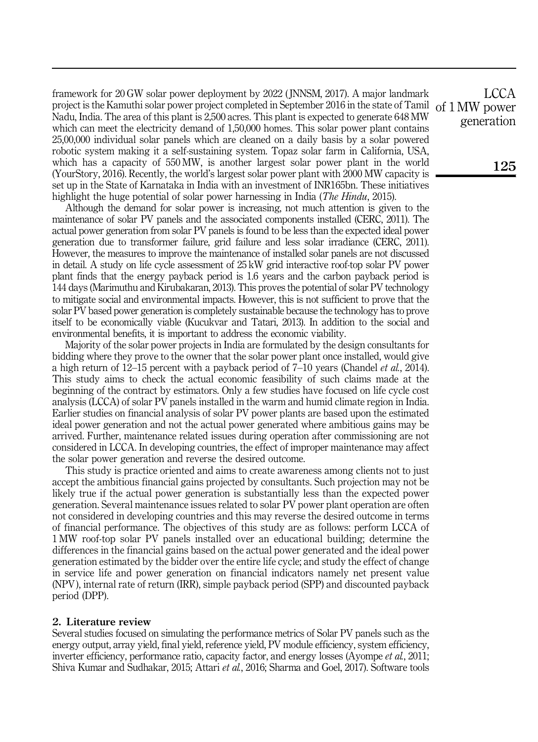framework for 20 GW solar power deployment by 2022 (JNNSM, 2017). A major landmark project is the Kamuthi solar power project completed in September 2016 in the state of Tamil Nadu, India. The area of this plant is 2,500 acres. This plant is expected to generate 648 MW which can meet the electricity demand of 1,50,000 homes. This solar power plant contains 25,00,000 individual solar panels which are cleaned on a daily basis by a solar powered robotic system making it a self-sustaining system. Topaz solar farm in California, USA, which has a capacity of 550 MW, is another largest solar power plant in the world (YourStory, 2016). Recently, the world's largest solar power plant with 2000 MW capacity is set up in the State of Karnataka in India with an investment of INR165bn. These initiatives highlight the huge potential of solar power harnessing in India (*The Hindu*, 2015).

Although the demand for solar power is increasing, not much attention is given to the maintenance of solar PV panels and the associated components installed (CERC, 2011). The actual power generation from solar PV panels is found to be less than the expected ideal power generation due to transformer failure, grid failure and less solar irradiance (CERC, 2011). However, the measures to improve the maintenance of installed solar panels are not discussed in detail. A study on life cycle assessment of 25 kW grid interactive roof-top solar PV power plant finds that the energy payback period is 1.6 years and the carbon payback period is 144 days (Marimuthu and Kirubakaran, 2013). This proves the potential of solar PV technology to mitigate social and environmental impacts. However, this is not sufficient to prove that the solar PV based power generation is completely sustainable because the technology has to prove itself to be economically viable (Kucukvar and Tatari, 2013). In addition to the social and environmental benefits, it is important to address the economic viability.

Majority of the solar power projects in India are formulated by the design consultants for bidding where they prove to the owner that the solar power plant once installed, would give a high return of 12–15 percent with a payback period of 7–10 years (Chandel *et al.*, 2014). This study aims to check the actual economic feasibility of such claims made at the beginning of the contract by estimators. Only a few studies have focused on life cycle cost analysis (LCCA) of solar PV panels installed in the warm and humid climate region in India. Earlier studies on financial analysis of solar PV power plants are based upon the estimated ideal power generation and not the actual power generated where ambitious gains may be arrived. Further, maintenance related issues during operation after commissioning are not considered in LCCA. In developing countries, the effect of improper maintenance may affect the solar power generation and reverse the desired outcome.

This study is practice oriented and aims to create awareness among clients not to just accept the ambitious financial gains projected by consultants. Such projection may not be likely true if the actual power generation is substantially less than the expected power generation. Several maintenance issues related to solar PV power plant operation are often not considered in developing countries and this may reverse the desired outcome in terms of financial performance. The objectives of this study are as follows: perform LCCA of 1 MW roof-top solar PV panels installed over an educational building; determine the differences in the financial gains based on the actual power generated and the ideal power generation estimated by the bidder over the entire life cycle; and study the effect of change in service life and power generation on financial indicators namely net present value (NPV), internal rate of return (IRR), simple payback period (SPP) and discounted payback period (DPP).

## 2. Literature review

Several studies focused on simulating the performance metrics of Solar PV panels such as the energy output, array yield, final yield, reference yield, PV module efficiency, system efficiency, inverter efficiency, performance ratio, capacity factor, and energy losses (Ayompe *et al.*, 2011; Shiva Kumar and Sudhakar, 2015; Attari *et al.*, 2016; Sharma and Goel, 2017). Software tools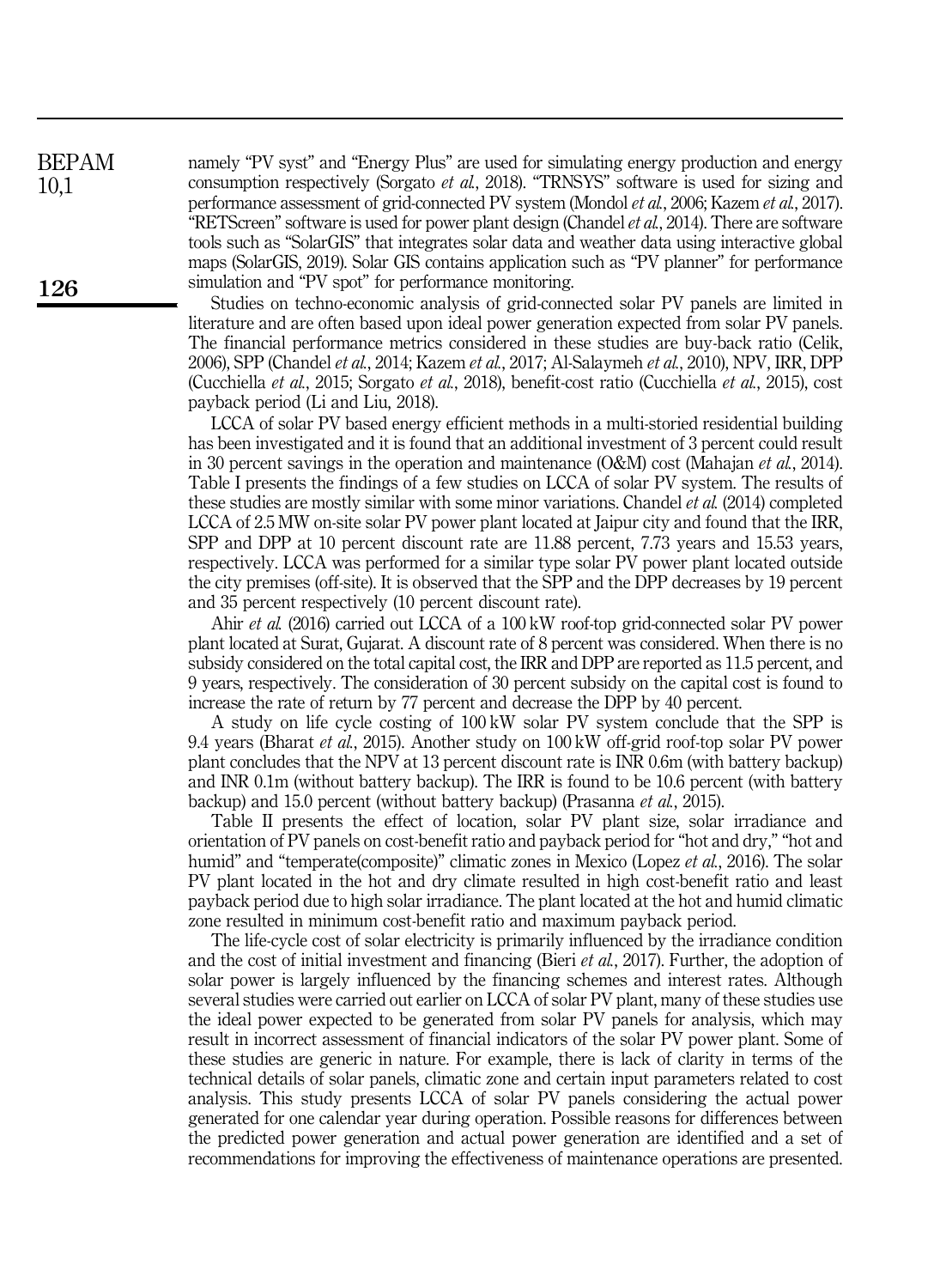namely “PV syst” and “Energy Plus” are used for simulating energy production and energy consumption respectively (Sorgato *et al.*, 2018). “TRNSYS” software is used for sizing and performance assessment of grid-connected PV system (Mondol *et al.*, 2006; Kazem *et al.*, 2017). “RETScreen” software is used for power plant design (Chandel *et al.*, 2014). There are software tools such as “SolarGIS” that integrates solar data and weather data using interactive global maps (SolarGIS, 2019). Solar GIS contains application such as “PV planner” for performance simulation and “PV spot” for performance monitoring.

Studies on techno-economic analysis of grid-connected solar PV panels are limited in literature and are often based upon ideal power generation expected from solar PV panels. The financial performance metrics considered in these studies are buy-back ratio (Celik, 2006), SPP (Chandel *et al.*, 2014; Kazem *et al.*, 2017; Al-Salaymeh *et al.*, 2010), NPV, IRR, DPP (Cucchiella *et al.*, 2015; Sorgato *et al.*, 2018), benefit-cost ratio (Cucchiella *et al.*, 2015), cost payback period (Li and Liu, 2018).

LCCA of solar PV based energy efficient methods in a multi-storied residential building has been investigated and it is found that an additional investment of 3 percent could result in 30 percent savings in the operation and maintenance (O&M) cost (Mahajan *et al.*, 2014). Table I presents the findings of a few studies on LCCA of solar PV system. The results of these studies are mostly similar with some minor variations. Chandel *et al.* (2014) completed LCCA of 2.5 MW on-site solar PV power plant located at Jaipur city and found that the IRR, SPP and DPP at 10 percent discount rate are 11.88 percent, 7.73 years and 15.53 years, respectively. LCCA was performed for a similar type solar PV power plant located outside the city premises (off-site). It is observed that the SPP and the DPP decreases by 19 percent and 35 percent respectively (10 percent discount rate).

Ahir *et al.* (2016) carried out LCCA of a 100 kW roof-top grid-connected solar PV power plant located at Surat, Gujarat. A discount rate of 8 percent was considered. When there is no subsidy considered on the total capital cost, the IRR and DPP are reported as 11.5 percent, and 9 years, respectively. The consideration of 30 percent subsidy on the capital cost is found to increase the rate of return by 77 percent and decrease the DPP by 40 percent.

A study on life cycle costing of 100 kW solar PV system conclude that the SPP is 9.4 years (Bharat *et al.*, 2015). Another study on 100 kW off-grid roof-top solar PV power plant concludes that the NPV at 13 percent discount rate is INR 0.6m (with battery backup) and INR 0.1m (without battery backup). The IRR is found to be 10.6 percent (with battery backup) and 15.0 percent (without battery backup) (Prasanna *et al.*, 2015).

Table II presents the effect of location, solar PV plant size, solar irradiance and orientation of PV panels on cost-benefit ratio and payback period for “hot and dry,” “hot and humid” and “temperate(composite)” climatic zones in Mexico (Lopez *et al.*, 2016). The solar PV plant located in the hot and dry climate resulted in high cost-benefit ratio and least payback period due to high solar irradiance. The plant located at the hot and humid climatic zone resulted in minimum cost-benefit ratio and maximum payback period.

The life-cycle cost of solar electricity is primarily influenced by the irradiance condition and the cost of initial investment and financing (Bieri *et al.*, 2017). Further, the adoption of solar power is largely influenced by the financing schemes and interest rates. Although several studies were carried out earlier on LCCA of solar PV plant, many of these studies use the ideal power expected to be generated from solar PV panels for analysis, which may result in incorrect assessment of financial indicators of the solar PV power plant. Some of these studies are generic in nature. For example, there is lack of clarity in terms of the technical details of solar panels, climatic zone and certain input parameters related to cost analysis. This study presents LCCA of solar PV panels considering the actual power generated for one calendar year during operation. Possible reasons for differences between the predicted power generation and actual power generation are identified and a set of recommendations for improving the effectiveness of maintenance operations are presented.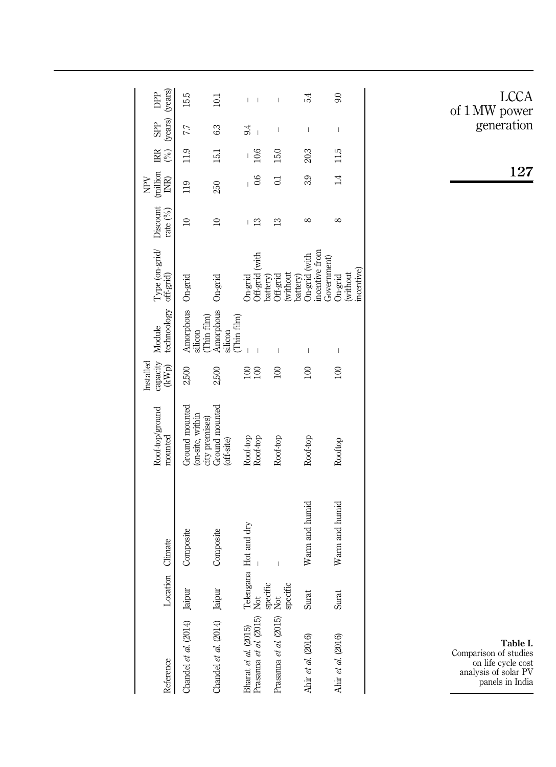| Reference | Location | Climate | Roof-top/ground mounted | Installed capacity (kWp) | Module technoology | Type (on-grid/ off-grid) | Discount rate (%) | NPV (million INR) | IRR (%) | SPP (years) | DPP (years) |
|---|---|---|---|---|---|---|---|---|---|---|---|
| Chandel *et al.* (2014) | Jaipur | Composite | Ground mounted (on-site, within city premises) | 2,500 | Amorphous silicon (Thin film) | On-grid | 10 | 119 | 11.9 | 7.7 | 15.5 |
| Chandel *et al.* (2014) | Jaipur | Composite | Ground mounted (off-site) | 2,500 | Amorphous silicon (Thin film) | On-grid | 10 | 250 | 15.1 | 6.3 | 10.1 |
| Bharat *et al.* (2015) | Telengana | Hot and dry | Roof-top | 100 | – | On-grid | – | – | – | 9.4 | – |
| Prasanna *et al.* (2015) | Not specific | – | Roof-top | 100 | – | Off-grid (with battery) | 13 | 0.6 | 10.6 | – | – |
| Prasanna *et al.* (2015) | Not specific | – | Roof-top | 100 | – | Off-grid (without battery) | 13 | 0.1 | 15.0 | – | – |
| Ahir *et al.* (2016) | Surat | Warm and humid | Roof-top | 100 | – | On-grid (with incentive from Government) | 8 | 3.9 | 20.3 | – | 5.4 |
| Ahir *et al.* (2016) | Surat | Warm and humid | Rooftop | 100 | – | On-grid (without incentive) | 8 | 1.4 | 11.5 | – | 9.0 |

**Table I.** Comparison of studies on life cycle cost analysis of solar PV panels in India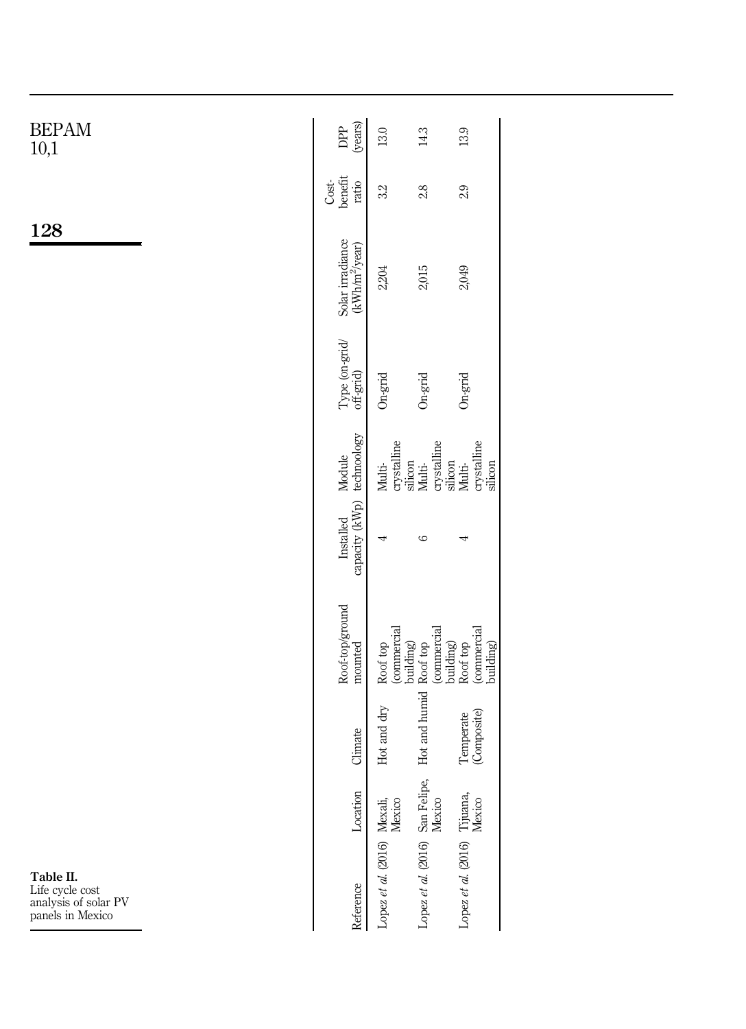**Table II.** Life cycle cost analysis of solar PV panels in Mexico

| Reference | Location | Climate | Roof-top/ground mounted | Installed capacity (kWp) | Module technology | Type (on-grid/ off-grid) | Solar irradiance (kWh/m$^2$/year) | Cost-benefit ratio | DPP (years) |
|---|---|---|---|---|---|---|---|---|---|
| Lopez *et al.* (2016) | Mexali, Mexico | Hot and dry | Roof top (commercial building) | 4 | Multi-crystalline silicon | On-grid | 2,204 | 3.2 | 13.0 |
| Lopez *et al.* (2016) | San Felipe, Mexico | Hot and humid | Roof top (commercial building) | 6 | Multi-crystalline silicon | On-grid | 2,015 | 2.8 | 14.3 |
| Lopez *et al.* (2016) | Tijuana, Mexico | Temperate (Composite) | Roof top (commercial building) | 4 | Multi-crystalline silicon | On-grid | 2,049 | 2.9 | 13.9 |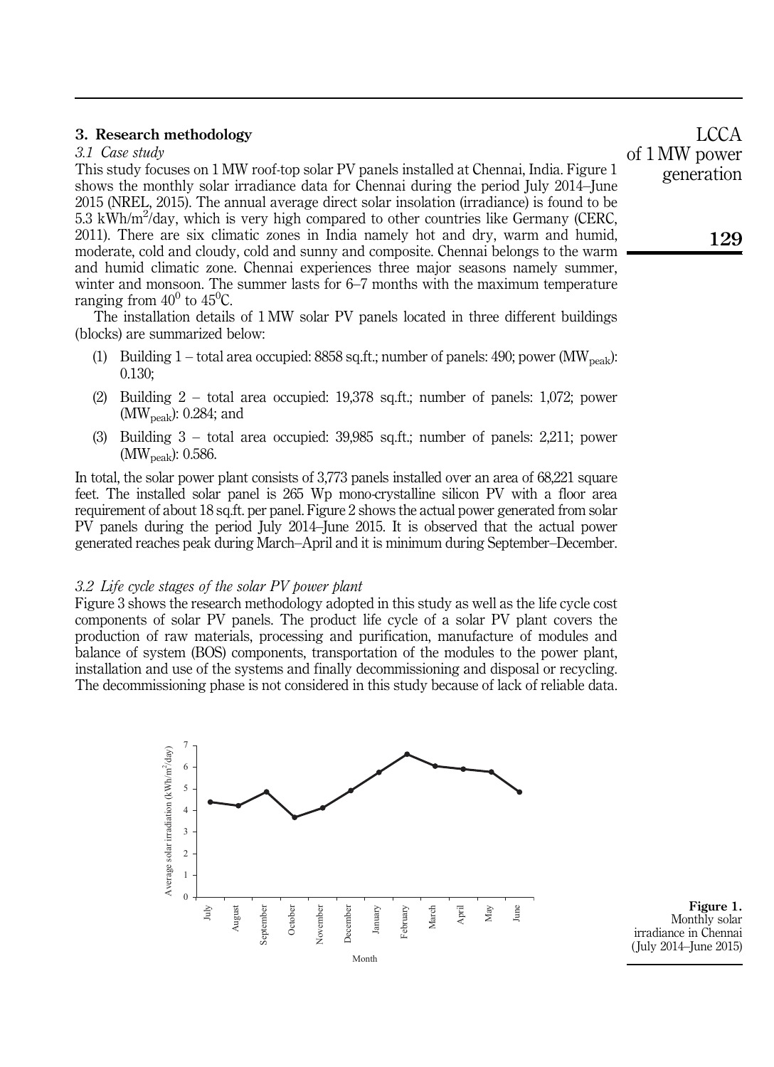## 3. Research methodology

### 3.1 Case study

This study focuses on 1 MW roof-top solar PV panels installed at Chennai, India. Figure 1 shows the monthly solar irradiance data for Chennai during the period July 2014–June 2015 (NREL, 2015). The annual average direct solar insolation (irradiance) is found to be 5.3 $kWh/m^2$/day, which is very high compared to other countries like Germany (CERC, 2011). There are six climatic zones in India namely hot and dry, warm and humid, moderate, cold and cloudy, cold and sunny and composite. Chennai belongs to the warm and humid climatic zone. Chennai experiences three major seasons namely summer, winter and monsoon. The summer lasts for 6–7 months with the maximum temperature ranging from $40^0$ to $45^0$C.

The installation details of 1 MW solar PV panels located in three different buildings (blocks) are summarized below:

1. Building 1 – total area occupied: 8858 sq.ft.; number of panels: 490; power ($MW_{peak}$): 0.130;
2. Building 2 – total area occupied: 19,378 sq.ft.; number of panels: 1,072; power ($MW_{peak}$): 0.284; and
3. Building 3 – total area occupied: 39,985 sq.ft.; number of panels: 2,211; power ($MW_{peak}$): 0.586.

In total, the solar power plant consists of 3,773 panels installed over an area of 68,221 square feet. The installed solar panel is 265 Wp mono-crystalline silicon PV with a floor area requirement of about 18 sq.ft. per panel. Figure 2 shows the actual power generated from solar PV panels during the period July 2014–June 2015. It is observed that the actual power generated reaches peak during March–April and it is minimum during September–December.

### 3.2 Life cycle stages of the solar PV power plant

Figure 3 shows the research methodology adopted in this study as well as the life cycle cost components of solar PV panels. The product life cycle of a solar PV plant covers the production of raw materials, processing and purification, manufacture of modules and balance of system (BOS) components, transportation of the modules to the power plant, installation and use of the systems and finally decommissioning and disposal or recycling. The decommissioning phase is not considered in this study because of lack of reliable data.

**Figure 1.** Monthly solar irradiance in Chennai (July 2014–June 2015)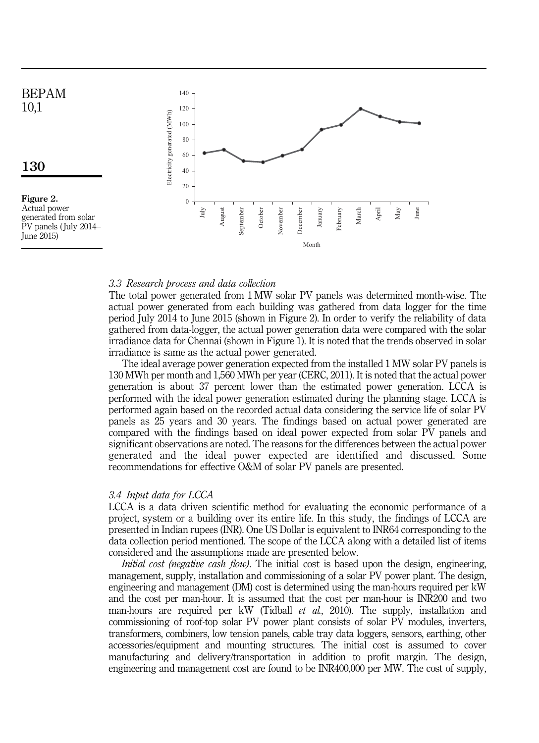Figure 2. Actual power generated from solar PV panels (July 2014–June 2015)

### 3.3 Research process and data collection

The total power generated from 1 MW solar PV panels was determined month-wise. The actual power generated from each building was gathered from data logger for the time period July 2014 to June 2015 (shown in Figure 2). In order to verify the reliability of data gathered from data-logger, the actual power generation data were compared with the solar irradiance data for Chennai (shown in Figure 1). It is noted that the trends observed in solar irradiance is same as the actual power generated.

The ideal average power generation expected from the installed 1 MW solar PV panels is 130 MWh per month and 1,560 MWh per year (CERC, 2011). It is noted that the actual power generation is about 37 percent lower than the estimated power generation. LCCA is performed with the ideal power generation estimated during the planning stage. LCCA is performed again based on the recorded actual data considering the service life of solar PV panels as 25 years and 30 years. The findings based on actual power generated are compared with the findings based on ideal power expected from solar PV panels and significant observations are noted. The reasons for the differences between the actual power generated and the ideal power expected are identified and discussed. Some recommendations for effective O&M of solar PV panels are presented.

### 3.4 Input data for LCCA

LCCA is a data driven scientific method for evaluating the economic performance of a project, system or a building over its entire life. In this study, the findings of LCCA are presented in Indian rupees (INR). One US Dollar is equivalent to INR64 corresponding to the data collection period mentioned. The scope of the LCCA along with a detailed list of items considered and the assumptions made are presented below.

*Initial cost (negative cash flow)*. The initial cost is based upon the design, engineering, management, supply, installation and commissioning of a solar PV power plant. The design, engineering and management (DM) cost is determined using the man-hours required per kW and the cost per man-hour. It is assumed that the cost per man-hour is INR200 and two man-hours are required per kW (Tidball *et al.*, 2010). The supply, installation and commissioning of roof-top solar PV power plant consists of solar PV modules, inverters, transformers, combiners, low tension panels, cable tray data loggers, sensors, earthing, other accessories/equipment and mounting structures. The initial cost is assumed to cover manufacturing and delivery/transportation in addition to profit margin. The design, engineering and management cost are found to be INR400,000 per MW. The cost of supply,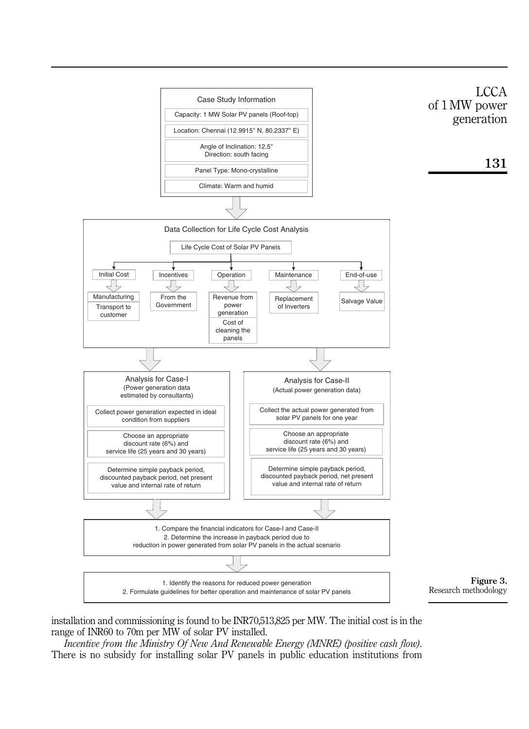**Case Study Information**

- Capacity: 1 MW Solar PV panels (Roof-top)
- Location: Chennai (12.9915° N, 80.2337° E)
- Angle of Inclination: 12.5°
  Direction: south facing
- Panel Type: Mono-crystalline
- Climate: Warm and humid

**Data Collection for Life Cycle Cost Analysis**

Life Cycle Cost of Solar PV Panels

- Initial Cost: Manufacturing; Transport to customer
- Incentives: From the Government
- Operation: Revenue from power generation; Cost of cleaning the panels
- Maintenance: Replacement of Inverters
- End-of-use: Salvage Value

**Analysis for Case-I** (Power generation data estimated by consultants)

- Collect power generation expected in ideal condition from suppliers
- Choose an appropriate discount rate (6%) and service life (25 years and 30 years)
- Determine simple payback period, discounted payback period, net present value and internal rate of return

**Analysis for Case-II** (Actual power generation data)

- Collect the actual power generated from solar PV panels for one year
- Choose an appropriate discount rate (6%) and service life (25 years and 30 years)
- Determine simple payback period, discounted payback period, net present value and internal rate of return

1. Compare the financial indicators for Case-I and Case-II
2. Determine the increase in payback period due to reduction in power generated from solar PV panels in the actual scenario

1. Identify the reasons for reduced power generation
2. Formulate guidelines for better operation and maintenance of solar PV panels

**Figure 3.** Research methodology

installation and commissioning is found to be INR70,513,825 per MW. The initial cost is in the range of INR60 to 70m per MW of solar PV installed.

*Incentive from the Ministry Of New And Renewable Energy (MNRE) (positive cash flow).* There is no subsidy for installing solar PV panels in public education institutions from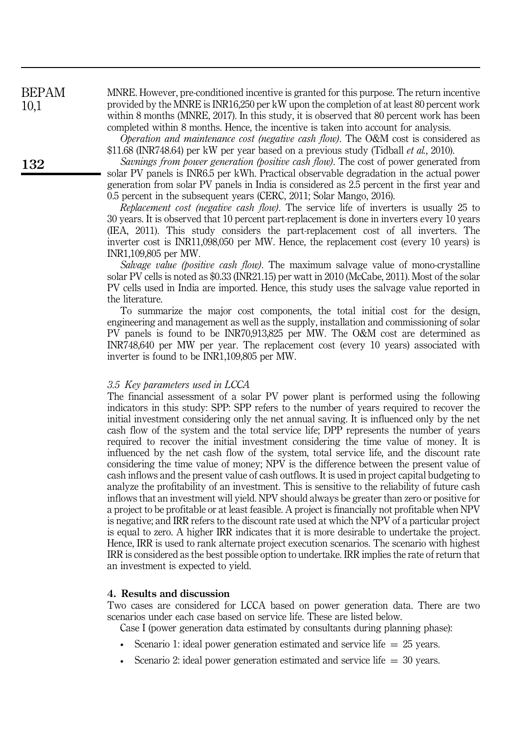MNRE. However, pre-conditioned incentive is granted for this purpose. The return incentive provided by the MNRE is INR16,250 per kW upon the completion of at least 80 percent work within 8 months (MNRE, 2017). In this study, it is observed that 80 percent work has been completed within 8 months. Hence, the incentive is taken into account for analysis.

*Operation and maintenance cost (negative cash flow)*. The O&M cost is considered as \$11.68 (INR748.64) per kW per year based on a previous study (Tidball *et al.*, 2010).

*Savings from power generation (positive cash flow)*. The cost of power generated from solar PV panels is INR6.5 per kWh. Practical observable degradation in the actual power generation from solar PV panels in India is considered as 2.5 percent in the first year and 0.5 percent in the subsequent years (CERC, 2011; Solar Mango, 2016).

*Replacement cost (negative cash flow)*. The service life of inverters is usually 25 to 30 years. It is observed that 10 percent part-replacement is done in inverters every 10 years (IEA, 2011). This study considers the part-replacement cost of all inverters. The inverter cost is INR11,098,050 per MW. Hence, the replacement cost (every 10 years) is INR1,109,805 per MW.

*Salvage value (positive cash flow)*. The maximum salvage value of mono-crystalline solar PV cells is noted as \$0.33 (INR21.15) per watt in 2010 (McCabe, 2011). Most of the solar PV cells used in India are imported. Hence, this study uses the salvage value reported in the literature.

To summarize the major cost components, the total initial cost for the design, engineering and management as well as the supply, installation and commissioning of solar PV panels is found to be INR70,913,825 per MW. The O&M cost are determined as INR748,640 per MW per year. The replacement cost (every 10 years) associated with inverter is found to be INR1,109,805 per MW.

### *3.5 Key parameters used in LCCA*

The financial assessment of a solar PV power plant is performed using the following indicators in this study: SPP: SPP refers to the number of years required to recover the initial investment considering only the net annual saving. It is influenced only by the net cash flow of the system and the total service life; DPP represents the number of years required to recover the initial investment considering the time value of money. It is influenced by the net cash flow of the system, total service life, and the discount rate considering the time value of money; NPV is the difference between the present value of cash inflows and the present value of cash outflows. It is used in project capital budgeting to analyze the profitability of an investment. This is sensitive to the reliability of future cash inflows that an investment will yield. NPV should always be greater than zero or positive for a project to be profitable or at least feasible. A project is financially not profitable when NPV is negative; and IRR refers to the discount rate used at which the NPV of a particular project is equal to zero. A higher IRR indicates that it is more desirable to undertake the project. Hence, IRR is used to rank alternate project execution scenarios. The scenario with highest IRR is considered as the best possible option to undertake. IRR implies the rate of return that an investment is expected to yield.

## 4. Results and discussion

Two cases are considered for LCCA based on power generation data. There are two scenarios under each case based on service life. These are listed below.

Case I (power generation data estimated by consultants during planning phase):

- Scenario 1: ideal power generation estimated and service life = 25 years.
- Scenario 2: ideal power generation estimated and service life = 30 years.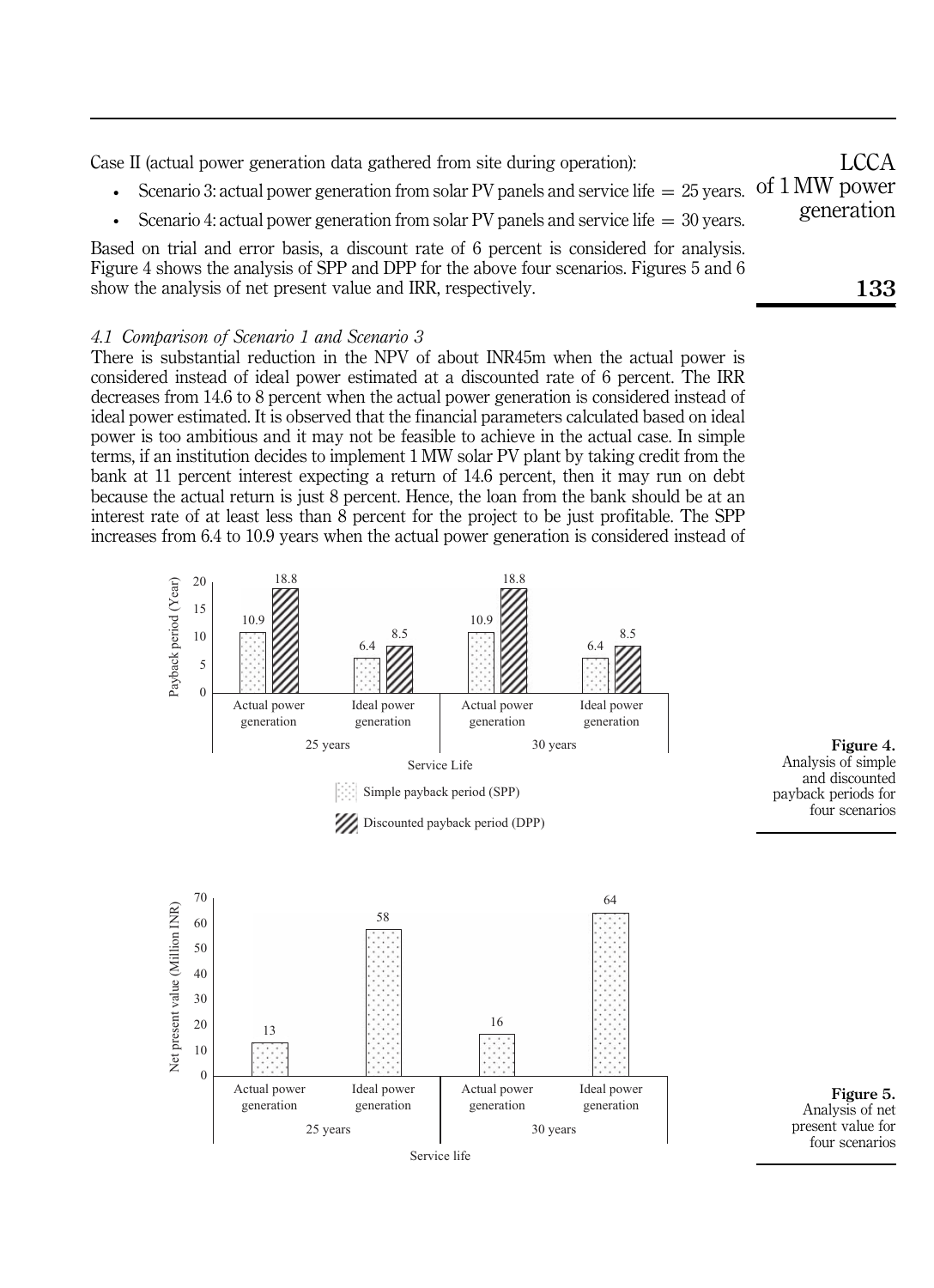Case II (actual power generation data gathered from site during operation):

- Scenario 3: actual power generation from solar PV panels and service life = 25 years.
- Scenario 4: actual power generation from solar PV panels and service life = 30 years.

Based on trial and error basis, a discount rate of 6 percent is considered for analysis. Figure 4 shows the analysis of SPP and DPP for the above four scenarios. Figures 5 and 6 show the analysis of net present value and IRR, respectively.

### *4.1 Comparison of Scenario 1 and Scenario 3*

There is substantial reduction in the NPV of about INR45m when the actual power is considered instead of ideal power estimated at a discounted rate of 6 percent. The IRR decreases from 14.6 to 8 percent when the actual power generation is considered instead of ideal power estimated. It is observed that the financial parameters calculated based on ideal power is too ambitious and it may not be feasible to achieve in the actual case. In simple terms, if an institution decides to implement 1 MW solar PV plant by taking credit from the bank at 11 percent interest expecting a return of 14.6 percent, then it may run on debt because the actual return is just 8 percent. Hence, the loan from the bank should be at an interest rate of at least less than 8 percent for the project to be just profitable. The SPP increases from 6.4 to 10.9 years when the actual power generation is considered instead of

**Figure 4.** Analysis of simple and discounted payback periods for four scenarios

| Service life | Power generation | Simple payback period (SPP) (Year) | Discounted payback period (DPP) (Year) |
|---|---|---|---|
| 25 years | Actual power generation | 10.9 | 18.8 |
| 25 years | Ideal power generation | 6.4 | 8.5 |
| 30 years | Actual power generation | 10.9 | 18.8 |
| 30 years | Ideal power generation | 6.4 | 8.5 |

**Figure 5.** Analysis of net present value for four scenarios

| Service life | Power generation | Net present value (Million INR) |
|---|---|---|
| 25 years | Actual power generation | 13 |
| 25 years | Ideal power generation | 58 |
| 30 years | Actual power generation | 16 |
| 30 years | Ideal power generation | 64 |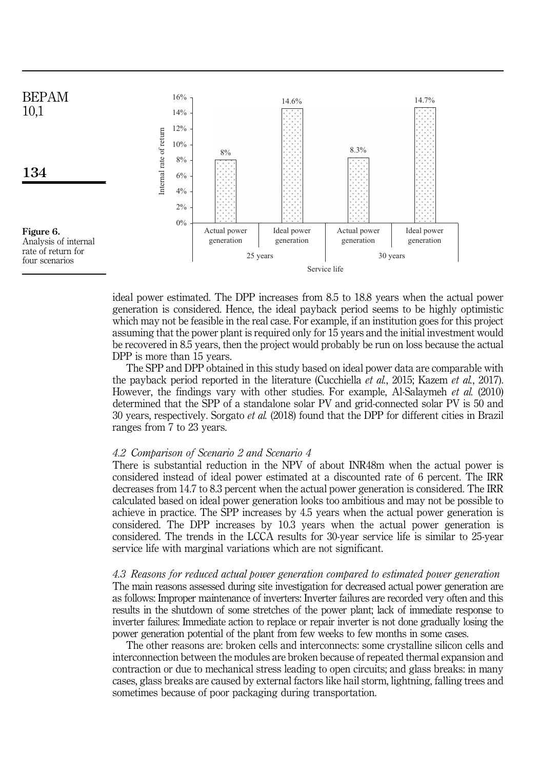Figure 6. Analysis of internal rate of return for four scenarios

ideal power estimated. The DPP increases from 8.5 to 18.8 years when the actual power generation is considered. Hence, the ideal payback period seems to be highly optimistic which may not be feasible in the real case. For example, if an institution goes for this project assuming that the power plant is required only for 15 years and the initial investment would be recovered in 8.5 years, then the project would probably be run on loss because the actual DPP is more than 15 years.

The SPP and DPP obtained in this study based on ideal power data are comparable with the payback period reported in the literature (Cucchiella *et al.*, 2015; Kazem *et al.*, 2017). However, the findings vary with other studies. For example, Al-Salaymeh *et al.* (2010) determined that the SPP of a standalone solar PV and grid-connected solar PV is 50 and 30 years, respectively. Sorgato *et al.* (2018) found that the DPP for different cities in Brazil ranges from 7 to 23 years.

### *4.2 Comparison of Scenario 2 and Scenario 4*

There is substantial reduction in the NPV of about INR48m when the actual power is considered instead of ideal power estimated at a discounted rate of 6 percent. The IRR decreases from 14.7 to 8.3 percent when the actual power generation is considered. The IRR calculated based on ideal power generation looks too ambitious and may not be possible to achieve in practice. The SPP increases by 4.5 years when the actual power generation is considered. The DPP increases by 10.3 years when the actual power generation is considered. The trends in the LCCA results for 30-year service life is similar to 25-year service life with marginal variations which are not significant.

### *4.3 Reasons for reduced actual power generation compared to estimated power generation*

The main reasons assessed during site investigation for decreased actual power generation are as follows: Improper maintenance of inverters: Inverter failures are recorded very often and this results in the shutdown of some stretches of the power plant; lack of immediate response to inverter failures: Immediate action to replace or repair inverter is not done gradually losing the power generation potential of the plant from few weeks to few months in some cases.

The other reasons are: broken cells and interconnects: some crystalline silicon cells and interconnection between the modules are broken because of repeated thermal expansion and contraction or due to mechanical stress leading to open circuits; and glass breaks: in many cases, glass breaks are caused by external factors like hail storm, lightning, falling trees and sometimes because of poor packaging during transportation.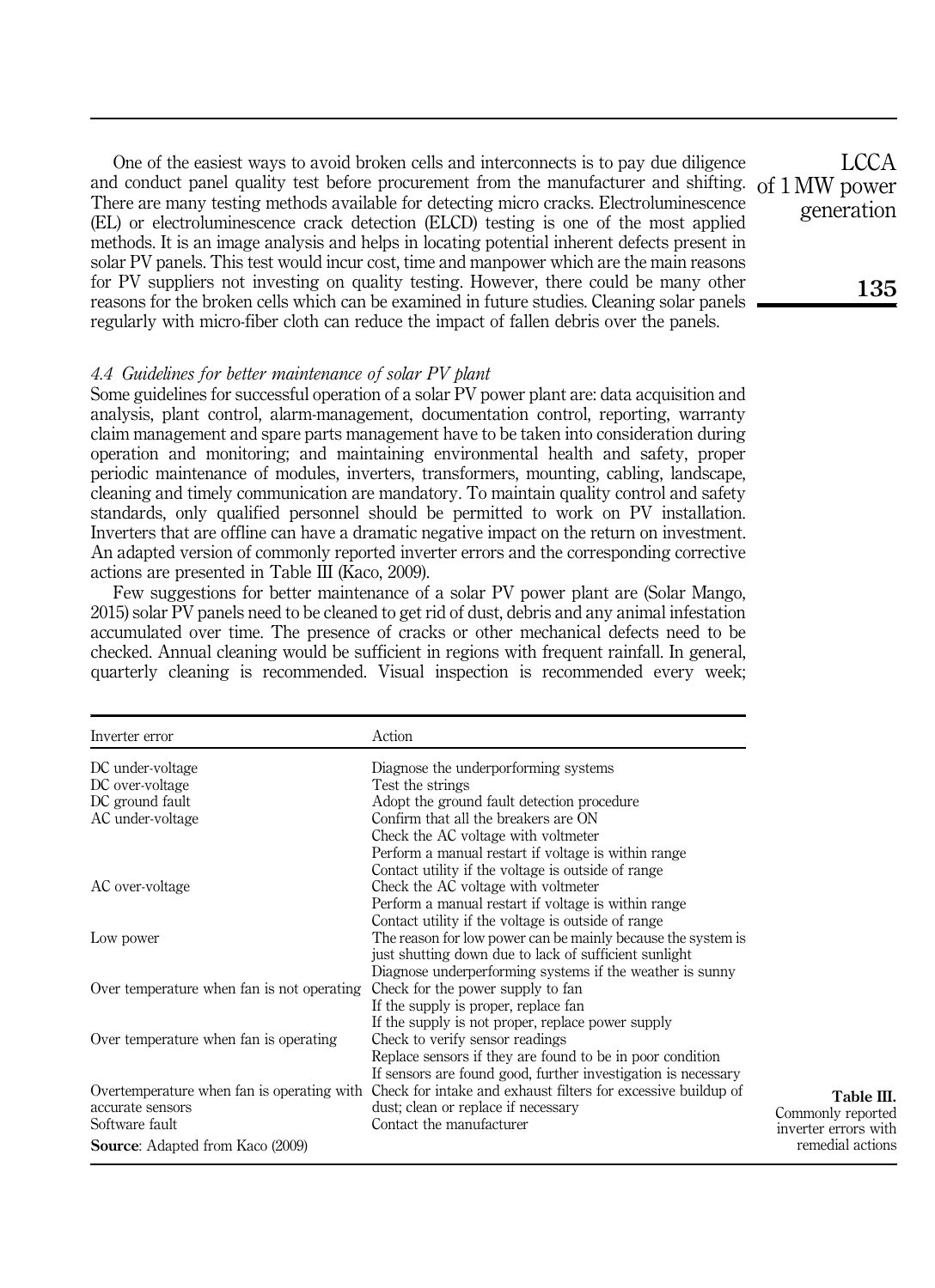One of the easiest ways to avoid broken cells and interconnects is to pay due diligence and conduct panel quality test before procurement from the manufacturer and shifting. There are many testing methods available for detecting micro cracks. Electroluminescence (EL) or electroluminescence crack detection (ELCD) testing is one of the most applied methods. It is an image analysis and helps in locating potential inherent defects present in solar PV panels. This test would incur cost, time and manpower which are the main reasons for PV suppliers not investing on quality testing. However, there could be many other reasons for the broken cells which can be examined in future studies. Cleaning solar panels regularly with micro-fiber cloth can reduce the impact of fallen debris over the panels.

### *4.4 Guidelines for better maintenance of solar PV plant*

Some guidelines for successful operation of a solar PV power plant are: data acquisition and analysis, plant control, alarm-management, documentation control, reporting, warranty claim management and spare parts management have to be taken into consideration during operation and monitoring; and maintaining environmental health and safety, proper periodic maintenance of modules, inverters, transformers, mounting, cabling, landscape, cleaning and timely communication are mandatory. To maintain quality control and safety standards, only qualified personnel should be permitted to work on PV installation. Inverters that are offline can have a dramatic negative impact on the return on investment. An adapted version of commonly reported inverter errors and the corresponding corrective actions are presented in Table III (Kaco, 2009).

Few suggestions for better maintenance of a solar PV power plant are (Solar Mango, 2015) solar PV panels need to be cleaned to get rid of dust, debris and any animal infestation accumulated over time. The presence of cracks or other mechanical defects need to be checked. Annual cleaning would be sufficient in regions with frequent rainfall. In general, quarterly cleaning is recommended. Visual inspection is recommended every week;

| Inverter error | Action |
|---|---|
| DC under-voltage | Diagnose the underperforming systems |
| DC over-voltage | Test the strings |
| DC ground fault | Adopt the ground fault detection procedure |
| AC under-voltage | Confirm that all the breakers are ON<br>Check the AC voltage with voltmeter<br>Perform a manual restart if voltage is within range<br>Contact utility if the voltage is outside of range |
| AC over-voltage | Check the AC voltage with voltmeter<br>Perform a manual restart if voltage is within range<br>Contact utility if the voltage is outside of range |
| Low power | The reason for low power can be mainly because the system is just shutting down due to lack of sufficient sunlight<br>Diagnose underperforming systems if the weather is sunny |
| Over temperature when fan is not operating | Check for the power supply to fan<br>If the supply is proper, replace fan<br>If the supply is not proper, replace power supply |
| Over temperature when fan is operating | Check to verify sensor readings<br>Replace sensors if they are found to be in poor condition<br>If sensors are found good, further investigation is necessary |
| Overtemperature when fan is operating with accurate sensors | Check for intake and exhaust filters for excessive buildup of dust; clean or replace if necessary |
| Software fault | Contact the manufacturer |

**Source**: Adapted from Kaco (2009)

**Table III.** Commonly reported inverter errors with remedial actions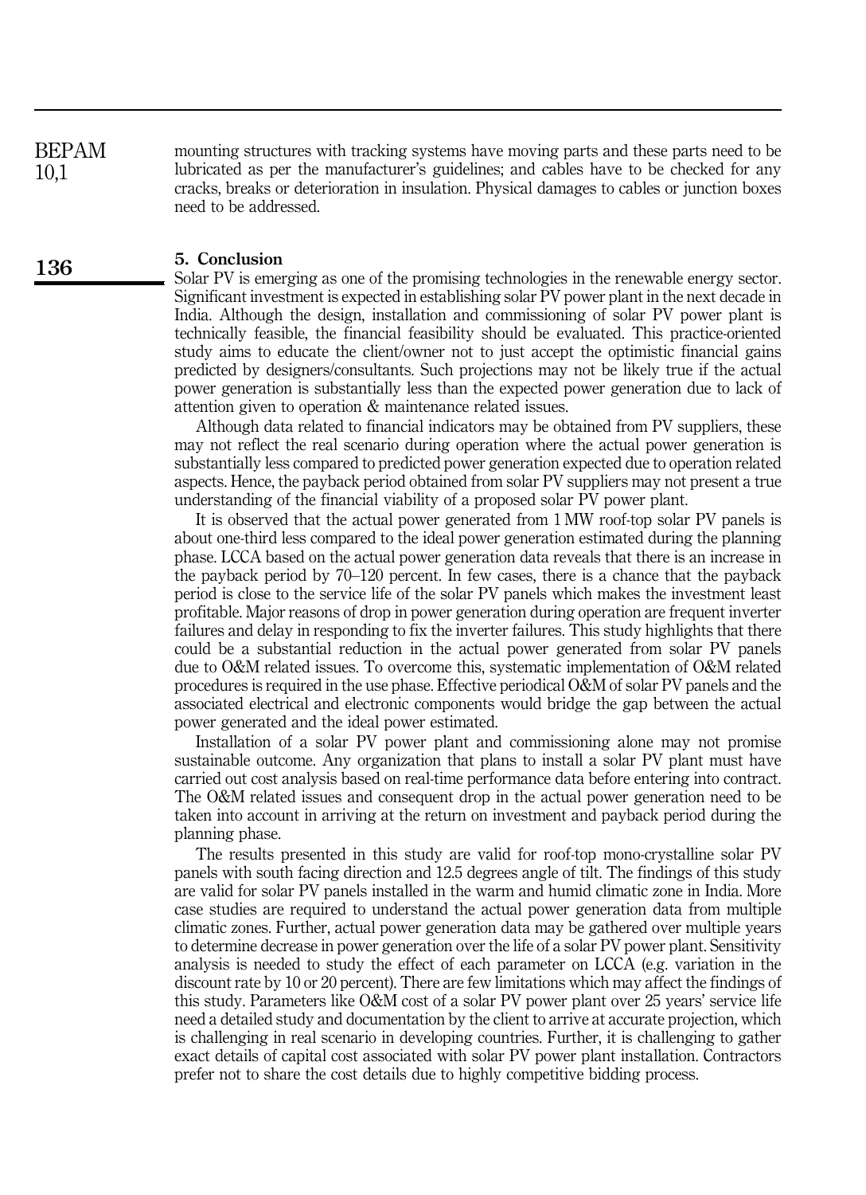mounting structures with tracking systems have moving parts and these parts need to be lubricated as per the manufacturer's guidelines; and cables have to be checked for any cracks, breaks or deterioration in insulation. Physical damages to cables or junction boxes need to be addressed.

## 5. Conclusion

Solar PV is emerging as one of the promising technologies in the renewable energy sector. Significant investment is expected in establishing solar PV power plant in the next decade in India. Although the design, installation and commissioning of solar PV power plant is technically feasible, the financial feasibility should be evaluated. This practice-oriented study aims to educate the client/owner not to just accept the optimistic financial gains predicted by designers/consultants. Such projections may not be likely true if the actual power generation is substantially less than the expected power generation due to lack of attention given to operation & maintenance related issues.

Although data related to financial indicators may be obtained from PV suppliers, these may not reflect the real scenario during operation where the actual power generation is substantially less compared to predicted power generation expected due to operation related aspects. Hence, the payback period obtained from solar PV suppliers may not present a true understanding of the financial viability of a proposed solar PV power plant.

It is observed that the actual power generated from 1 MW roof-top solar PV panels is about one-third less compared to the ideal power generation estimated during the planning phase. LCCA based on the actual power generation data reveals that there is an increase in the payback period by 70–120 percent. In few cases, there is a chance that the payback period is close to the service life of the solar PV panels which makes the investment least profitable. Major reasons of drop in power generation during operation are frequent inverter failures and delay in responding to fix the inverter failures. This study highlights that there could be a substantial reduction in the actual power generated from solar PV panels due to O&M related issues. To overcome this, systematic implementation of O&M related procedures is required in the use phase. Effective periodical O&M of solar PV panels and the associated electrical and electronic components would bridge the gap between the actual power generated and the ideal power estimated.

Installation of a solar PV power plant and commissioning alone may not promise sustainable outcome. Any organization that plans to install a solar PV plant must have carried out cost analysis based on real-time performance data before entering into contract. The O&M related issues and consequent drop in the actual power generation need to be taken into account in arriving at the return on investment and payback period during the planning phase.

The results presented in this study are valid for roof-top mono-crystalline solar PV panels with south facing direction and 12.5 degrees angle of tilt. The findings of this study are valid for solar PV panels installed in the warm and humid climatic zone in India. More case studies are required to understand the actual power generation data from multiple climatic zones. Further, actual power generation data may be gathered over multiple years to determine decrease in power generation over the life of a solar PV power plant. Sensitivity analysis is needed to study the effect of each parameter on LCCA (e.g. variation in the discount rate by 10 or 20 percent). There are few limitations which may affect the findings of this study. Parameters like O&M cost of a solar PV power plant over 25 years' service life need a detailed study and documentation by the client to arrive at accurate projection, which is challenging in real scenario in developing countries. Further, it is challenging to gather exact details of capital cost associated with solar PV power plant installation. Contractors prefer not to share the cost details due to highly competitive bidding process.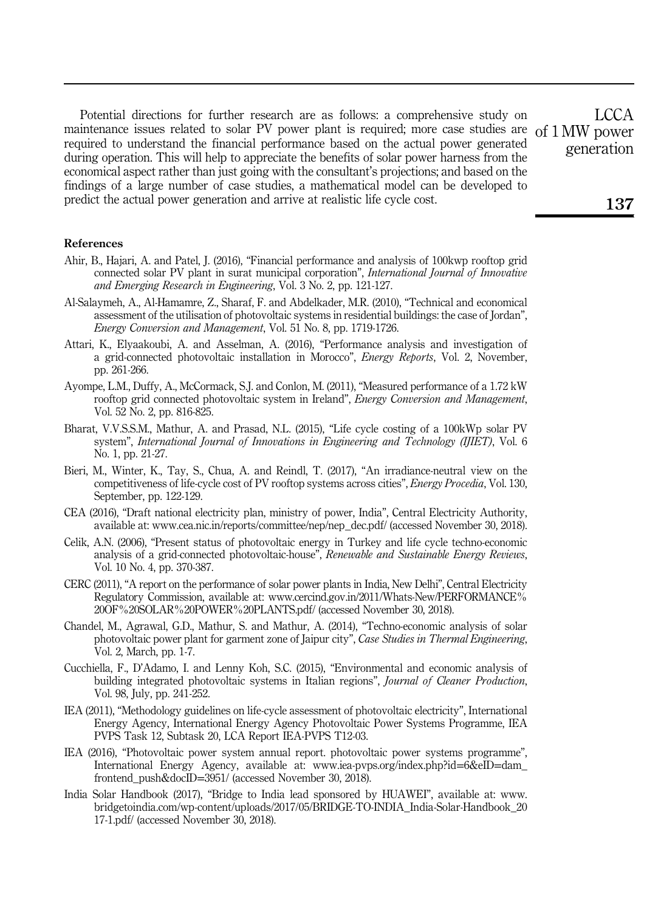Potential directions for further research are as follows: a comprehensive study on maintenance issues related to solar PV power plant is required; more case studies are required to understand the financial performance based on the actual power generated during operation. This will help to appreciate the benefits of solar power harness from the economical aspect rather than just going with the consultant's projections; and based on the findings of a large number of case studies, a mathematical model can be developed to predict the actual power generation and arrive at realistic life cycle cost.

### References

Ahir, B., Hajari, A. and Patel, J. (2016), "Financial performance and analysis of 100kwp rooftop grid connected solar PV plant in surat municipal corporation", *International Journal of Innovative and Emerging Research in Engineering*, Vol. 3 No. 2, pp. 121-127.

Al-Salaymeh, A., Al-Hamamre, Z., Sharaf, F. and Abdelkader, M.R. (2010), "Technical and economical assessment of the utilisation of photovoltaic systems in residential buildings: the case of Jordan", *Energy Conversion and Management*, Vol. 51 No. 8, pp. 1719-1726.

Attari, K., Elyaakoubi, A. and Asselman, A. (2016), "Performance analysis and investigation of a grid-connected photovoltaic installation in Morocco", *Energy Reports*, Vol. 2, November, pp. 261-266.

Ayompe, L.M., Duffy, A., McCormack, S.J. and Conlon, M. (2011), "Measured performance of a 1.72 kW rooftop grid connected photovoltaic system in Ireland", *Energy Conversion and Management*, Vol. 52 No. 2, pp. 816-825.

Bharat, V.V.S.S.M., Mathur, A. and Prasad, N.L. (2015), "Life cycle costing of a 100kWp solar PV system", *International Journal of Innovations in Engineering and Technology (IJIET)*, Vol. 6 No. 1, pp. 21-27.

Bieri, M., Winter, K., Tay, S., Chua, A. and Reindl, T. (2017), "An irradiance-neutral view on the competitiveness of life-cycle cost of PV rooftop systems across cities", *Energy Procedia*, Vol. 130, September, pp. 122-129.

CEA (2016), "Draft national electricity plan, ministry of power, India", Central Electricity Authority, available at: www.cea.nic.in/reports/committee/nep/nep_dec.pdf/ (accessed November 30, 2018).

Celik, A.N. (2006), "Present status of photovoltaic energy in Turkey and life cycle techno-economic analysis of a grid-connected photovoltaic-house", *Renewable and Sustainable Energy Reviews*, Vol. 10 No. 4, pp. 370-387.

CERC (2011), "A report on the performance of solar power plants in India, New Delhi", Central Electricity Regulatory Commission, available at: www.cercind.gov.in/2011/Whats-New/PERFORMANCE%20OF%20SOLAR%20POWER%20PLANTS.pdf/ (accessed November 30, 2018).

Chandel, M., Agrawal, G.D., Mathur, S. and Mathur, A. (2014), "Techno-economic analysis of solar photovoltaic power plant for garment zone of Jaipur city", *Case Studies in Thermal Engineering*, Vol. 2, March, pp. 1-7.

Cucchiella, F., D'Adamo, I. and Lenny Koh, S.C. (2015), "Environmental and economic analysis of building integrated photovoltaic systems in Italian regions", *Journal of Cleaner Production*, Vol. 98, July, pp. 241-252.

IEA (2011), "Methodology guidelines on life-cycle assessment of photovoltaic electricity", International Energy Agency, International Energy Agency Photovoltaic Power Systems Programme, IEA PVPS Task 12, Subtask 20, LCA Report IEA-PVPS T12-03.

IEA (2016), "Photovoltaic power system annual report. photovoltaic power systems programme", International Energy Agency, available at: www.iea-pvps.org/index.php?id=6&eID=dam_frontend_push&docID=3951/ (accessed November 30, 2018).

India Solar Handbook (2017), "Bridge to India lead sponsored by HUAWEI", available at: www.bridgetoindia.com/wp-content/uploads/2017/05/BRIDGE-TO-INDIA_India-Solar-Handbook_2017-1.pdf/ (accessed November 30, 2018).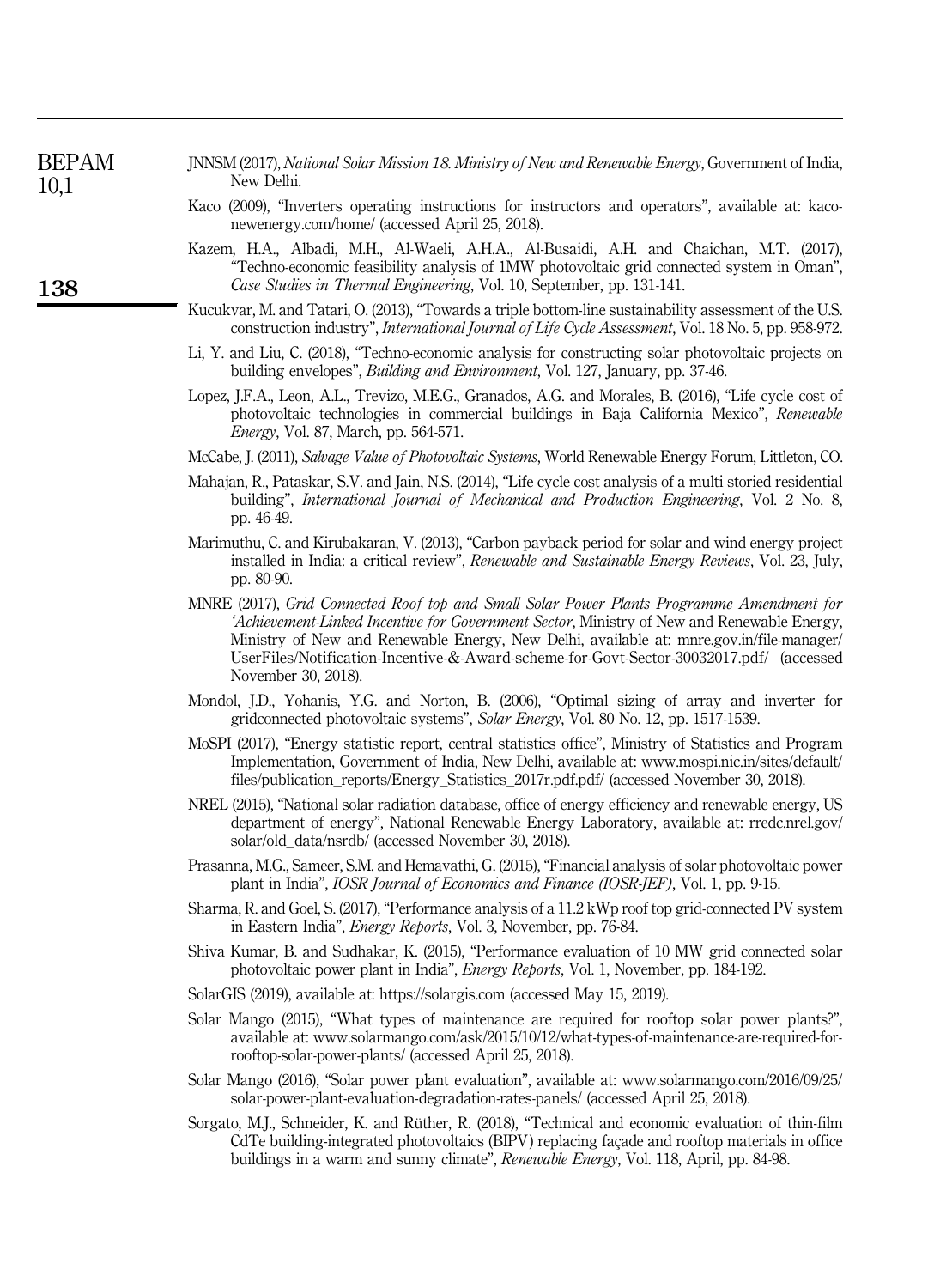JNNSM (2017), *National Solar Mission 18. Ministry of New and Renewable Energy*, Government of India, New Delhi.

Kaco (2009), "Inverters operating instructions for instructors and operators", available at: kaco-newenergy.com/home/ (accessed April 25, 2018).

Kazem, H.A., Albadi, M.H., Al-Waeli, A.H.A., Al-Busaidi, A.H. and Chaichan, M.T. (2017), "Techno-economic feasibility analysis of 1MW photovoltaic grid connected system in Oman", *Case Studies in Thermal Engineering*, Vol. 10, September, pp. 131-141.

Kucukvar, M. and Tatari, O. (2013), "Towards a triple bottom-line sustainability assessment of the U.S. construction industry", *International Journal of Life Cycle Assessment*, Vol. 18 No. 5, pp. 958-972.

Li, Y. and Liu, C. (2018), "Techno-economic analysis for constructing solar photovoltaic projects on building envelopes", *Building and Environment*, Vol. 127, January, pp. 37-46.

Lopez, J.F.A., Leon, A.L., Trevizo, M.E.G., Granados, A.G. and Morales, B. (2016), "Life cycle cost of photovoltaic technologies in commercial buildings in Baja California Mexico", *Renewable Energy*, Vol. 87, March, pp. 564-571.

McCabe, J. (2011), *Salvage Value of Photovoltaic Systems*, World Renewable Energy Forum, Littleton, CO.

Mahajan, R., Pataskar, S.V. and Jain, N.S. (2014), "Life cycle cost analysis of a multi storied residential building", *International Journal of Mechanical and Production Engineering*, Vol. 2 No. 8, pp. 46-49.

Marimuthu, C. and Kirubakaran, V. (2013), "Carbon payback period for solar and wind energy project installed in India: a critical review", *Renewable and Sustainable Energy Reviews*, Vol. 23, July, pp. 80-90.

MNRE (2017), *Grid Connected Roof top and Small Solar Power Plants Programme Amendment for 'Achievement-Linked Incentive for Government Sector*, Ministry of New and Renewable Energy, Ministry of New and Renewable Energy, New Delhi, available at: mnre.gov.in/file-manager/UserFiles/Notification-Incentive-&-Award-scheme-for-Govt-Sector-30032017.pdf/ (accessed November 30, 2018).

Mondol, J.D., Yohanis, Y.G. and Norton, B. (2006), "Optimal sizing of array and inverter for gridconnected photovoltaic systems", *Solar Energy*, Vol. 80 No. 12, pp. 1517-1539.

MoSPI (2017), "Energy statistic report, central statistics office", Ministry of Statistics and Program Implementation, Government of India, New Delhi, available at: www.mospi.nic.in/sites/default/files/publication_reports/Energy_Statistics_2017r.pdf.pdf/ (accessed November 30, 2018).

NREL (2015), "National solar radiation database, office of energy efficiency and renewable energy, US department of energy", National Renewable Energy Laboratory, available at: rredc.nrel.gov/solar/old_data/nsrdb/ (accessed November 30, 2018).

Prasanna, M.G., Sameer, S.M. and Hemavathi, G. (2015), "Financial analysis of solar photovoltaic power plant in India", *IOSR Journal of Economics and Finance (IOSR-JEF)*, Vol. 1, pp. 9-15.

Sharma, R. and Goel, S. (2017), "Performance analysis of a 11.2 kWp roof top grid-connected PV system in Eastern India", *Energy Reports*, Vol. 3, November, pp. 76-84.

Shiva Kumar, B. and Sudhakar, K. (2015), "Performance evaluation of 10 MW grid connected solar photovoltaic power plant in India", *Energy Reports*, Vol. 1, November, pp. 184-192.

SolarGIS (2019), available at: https://solargis.com (accessed May 15, 2019).

Solar Mango (2015), "What types of maintenance are required for rooftop solar power plants?", available at: www.solarmango.com/ask/2015/10/12/what-types-of-maintenance-are-required-for-rooftop-solar-power-plants/ (accessed April 25, 2018).

Solar Mango (2016), "Solar power plant evaluation", available at: www.solarmango.com/2016/09/25/solar-power-plant-evaluation-degradation-rates-panels/ (accessed April 25, 2018).

Sorgato, M.J., Schneider, K. and Rüther, R. (2018), "Technical and economic evaluation of thin-film CdTe building-integrated photovoltaics (BIPV) replacing façade and rooftop materials in office buildings in a warm and sunny climate", *Renewable Energy*, Vol. 118, April, pp. 84-98.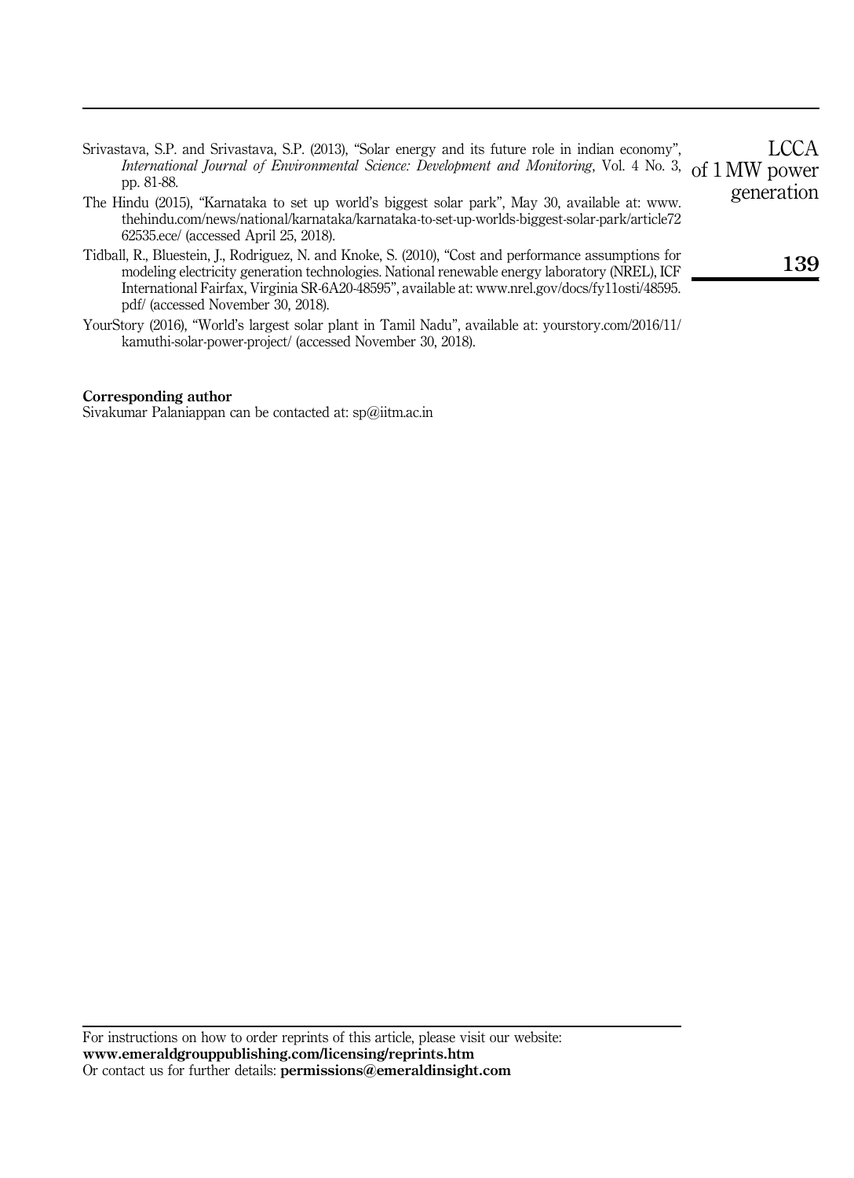Srivastava, S.P. and Srivastava, S.P. (2013), "Solar energy and its future role in indian economy", *International Journal of Environmental Science: Development and Monitoring*, Vol. 4 No. 3, pp. 81-88.

The Hindu (2015), "Karnataka to set up world's biggest solar park", May 30, available at: www.thehindu.com/news/national/karnataka/karnataka-to-set-up-worlds-biggest-solar-park/article7262535.ece/ (accessed April 25, 2018).

Tidball, R., Bluestein, J., Rodriguez, N. and Knoke, S. (2010), "Cost and performance assumptions for modeling electricity generation technologies. National renewable energy laboratory (NREL), ICF International Fairfax, Virginia SR-6A20-48595", available at: www.nrel.gov/docs/fy11osti/48595.pdf/ (accessed November 30, 2018).

YourStory (2016), "World's largest solar plant in Tamil Nadu", available at: yourstory.com/2016/11/kamuthi-solar-power-project/ (accessed November 30, 2018).

**Corresponding author**

Sivakumar Palaniappan can be contacted at: sp@iitm.ac.in

For instructions on how to order reprints of this article, please visit our website:
**www.emeraldgrouppublishing.com/licensing/reprints.htm**
Or contact us for further details: **permissions@emeraldinsight.com**